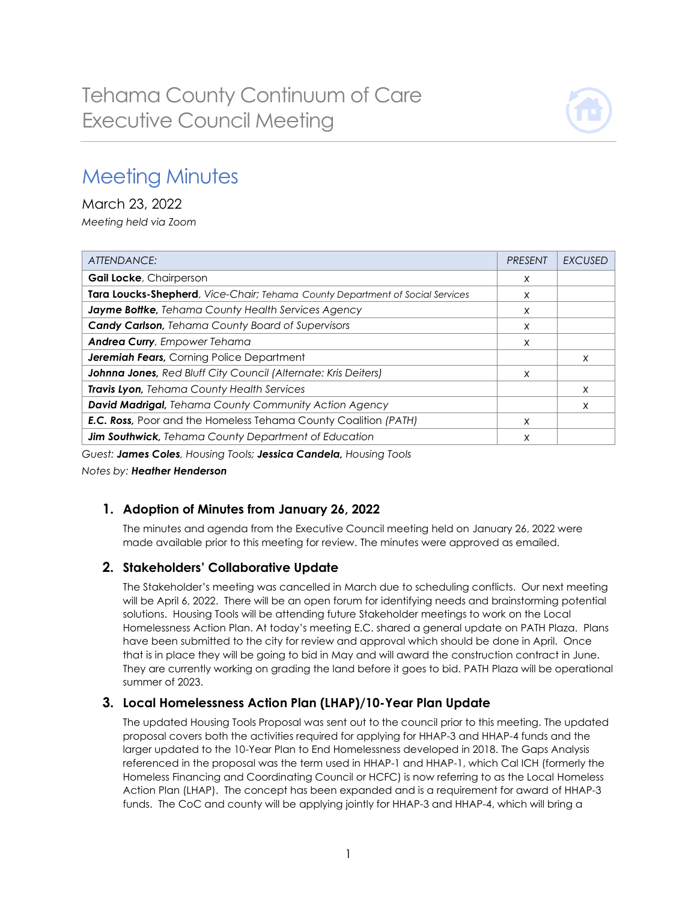# Tehama County Continuum of Care Executive Council Meeting

## Meeting Minutes

March 23, 2022

*Meeting held via Zoom*

| *ATTENDANCE:* | *PRESENT* | *EXCUSED* |
|---|---|---|
| **Gail Locke**, Chairperson | x | |
| **Tara Loucks-Shepherd**, *Vice-Chair; Tehama County Department of Social Services* | x | |
| ***Jayme Bottke,*** *Tehama County Health Services Agency* | x | |
| ***Candy Carlson,*** *Tehama County Board of Supervisors* | x | |
| ***Andrea Curry***, *Empower Tehama* | x | |
| ***Jeremiah Fears,*** *Corning Police Department* | | x |
| ***Johnna Jones,*** *Red Bluff City Council (Alternate: Kris Deiters)* | x | |
| ***Travis Lyon,*** *Tehama County Health Services* | | x |
| ***David Madrigal,*** *Tehama County Community Action Agency* | | x |
| ***E.C. Ross,*** *Poor and the Homeless Tehama County Coalition (PATH)* | x | |
| ***Jim Southwick,*** *Tehama County Department of Education* | x | |

*Guest:* ***James Coles****, Housing Tools;* ***Jessica Candela,*** *Housing Tools*

*Notes by:* ***Heather Henderson***

### 1. Adoption of Minutes from January 26, 2022

The minutes and agenda from the Executive Council meeting held on January 26, 2022 were made available prior to this meeting for review. The minutes were approved as emailed.

### 2. Stakeholders' Collaborative Update

The Stakeholder's meeting was cancelled in March due to scheduling conflicts. Our next meeting will be April 6, 2022. There will be an open forum for identifying needs and brainstorming potential solutions. Housing Tools will be attending future Stakeholder meetings to work on the Local Homelessness Action Plan. At today's meeting E.C. shared a general update on PATH Plaza. Plans have been submitted to the city for review and approval which should be done in April. Once that is in place they will be going to bid in May and will award the construction contract in June. They are currently working on grading the land before it goes to bid. PATH Plaza will be operational summer of 2023.

### 3. Local Homelessness Action Plan (LHAP)/10-Year Plan Update

The updated Housing Tools Proposal was sent out to the council prior to this meeting. The updated proposal covers both the activities required for applying for HHAP-3 and HHAP-4 funds and the larger updated to the 10-Year Plan to End Homelessness developed in 2018. The Gaps Analysis referenced in the proposal was the term used in HHAP-1 and HHAP-1, which Cal ICH (formerly the Homeless Financing and Coordinating Council or HCFC) is now referring to as the Local Homeless Action Plan (LHAP). The concept has been expanded and is a requirement for award of HHAP-3 funds. The CoC and county will be applying jointly for HHAP-3 and HHAP-4, which will bring a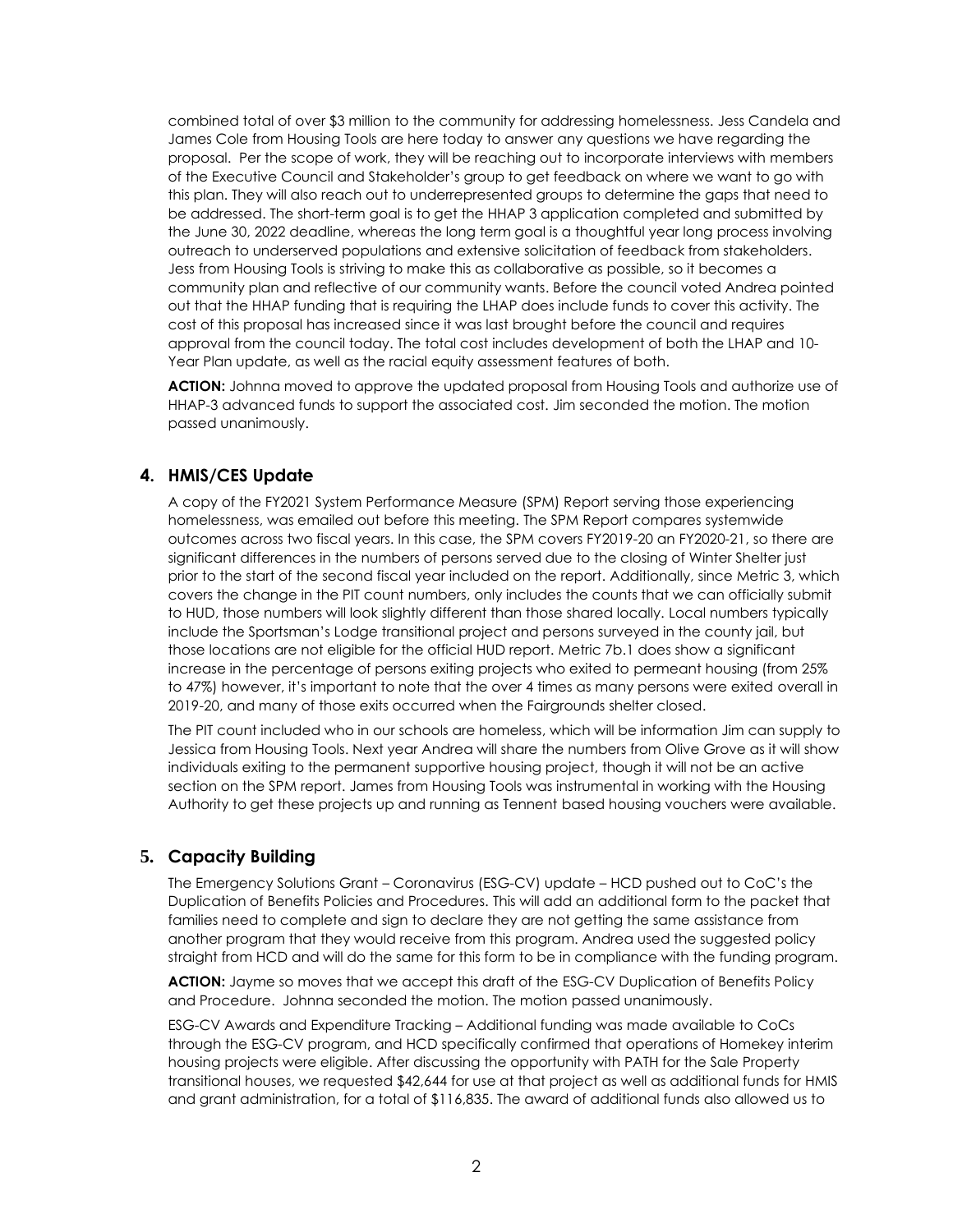combined total of over $3 million to the community for addressing homelessness. Jess Candela and James Cole from Housing Tools are here today to answer any questions we have regarding the proposal. Per the scope of work, they will be reaching out to incorporate interviews with members of the Executive Council and Stakeholder's group to get feedback on where we want to go with this plan. They will also reach out to underrepresented groups to determine the gaps that need to be addressed. The short-term goal is to get the HHAP 3 application completed and submitted by the June 30, 2022 deadline, whereas the long term goal is a thoughtful year long process involving outreach to underserved populations and extensive solicitation of feedback from stakeholders. Jess from Housing Tools is striving to make this as collaborative as possible, so it becomes a community plan and reflective of our community wants. Before the council voted Andrea pointed out that the HHAP funding that is requiring the LHAP does include funds to cover this activity. The cost of this proposal has increased since it was last brought before the council and requires approval from the council today. The total cost includes development of both the LHAP and 10-Year Plan update, as well as the racial equity assessment features of both.

**ACTION:** Johnna moved to approve the updated proposal from Housing Tools and authorize use of HHAP-3 advanced funds to support the associated cost. Jim seconded the motion. The motion passed unanimously.

## 4. HMIS/CES Update

A copy of the FY2021 System Performance Measure (SPM) Report serving those experiencing homelessness, was emailed out before this meeting. The SPM Report compares systemwide outcomes across two fiscal years. In this case, the SPM covers FY2019-20 an FY2020-21, so there are significant differences in the numbers of persons served due to the closing of Winter Shelter just prior to the start of the second fiscal year included on the report. Additionally, since Metric 3, which covers the change in the PIT count numbers, only includes the counts that we can officially submit to HUD, those numbers will look slightly different than those shared locally. Local numbers typically include the Sportsman's Lodge transitional project and persons surveyed in the county jail, but those locations are not eligible for the official HUD report. Metric 7b.1 does show a significant increase in the percentage of persons exiting projects who exited to permeant housing (from 25% to 47%) however, it's important to note that the over 4 times as many persons were exited overall in 2019-20, and many of those exits occurred when the Fairgrounds shelter closed.

The PIT count included who in our schools are homeless, which will be information Jim can supply to Jessica from Housing Tools. Next year Andrea will share the numbers from Olive Grove as it will show individuals exiting to the permanent supportive housing project, though it will not be an active section on the SPM report. James from Housing Tools was instrumental in working with the Housing Authority to get these projects up and running as Tennent based housing vouchers were available.

## 5. Capacity Building

The Emergency Solutions Grant – Coronavirus (ESG-CV) update – HCD pushed out to CoC's the Duplication of Benefits Policies and Procedures. This will add an additional form to the packet that families need to complete and sign to declare they are not getting the same assistance from another program that they would receive from this program. Andrea used the suggested policy straight from HCD and will do the same for this form to be in compliance with the funding program.

**ACTION:** Jayme so moves that we accept this draft of the ESG-CV Duplication of Benefits Policy and Procedure. Johnna seconded the motion. The motion passed unanimously.

ESG-CV Awards and Expenditure Tracking – Additional funding was made available to CoCs through the ESG-CV program, and HCD specifically confirmed that operations of Homekey interim housing projects were eligible. After discussing the opportunity with PATH for the Sale Property transitional houses, we requested $42,644 for use at that project as well as additional funds for HMIS and grant administration, for a total of $116,835. The award of additional funds also allowed us to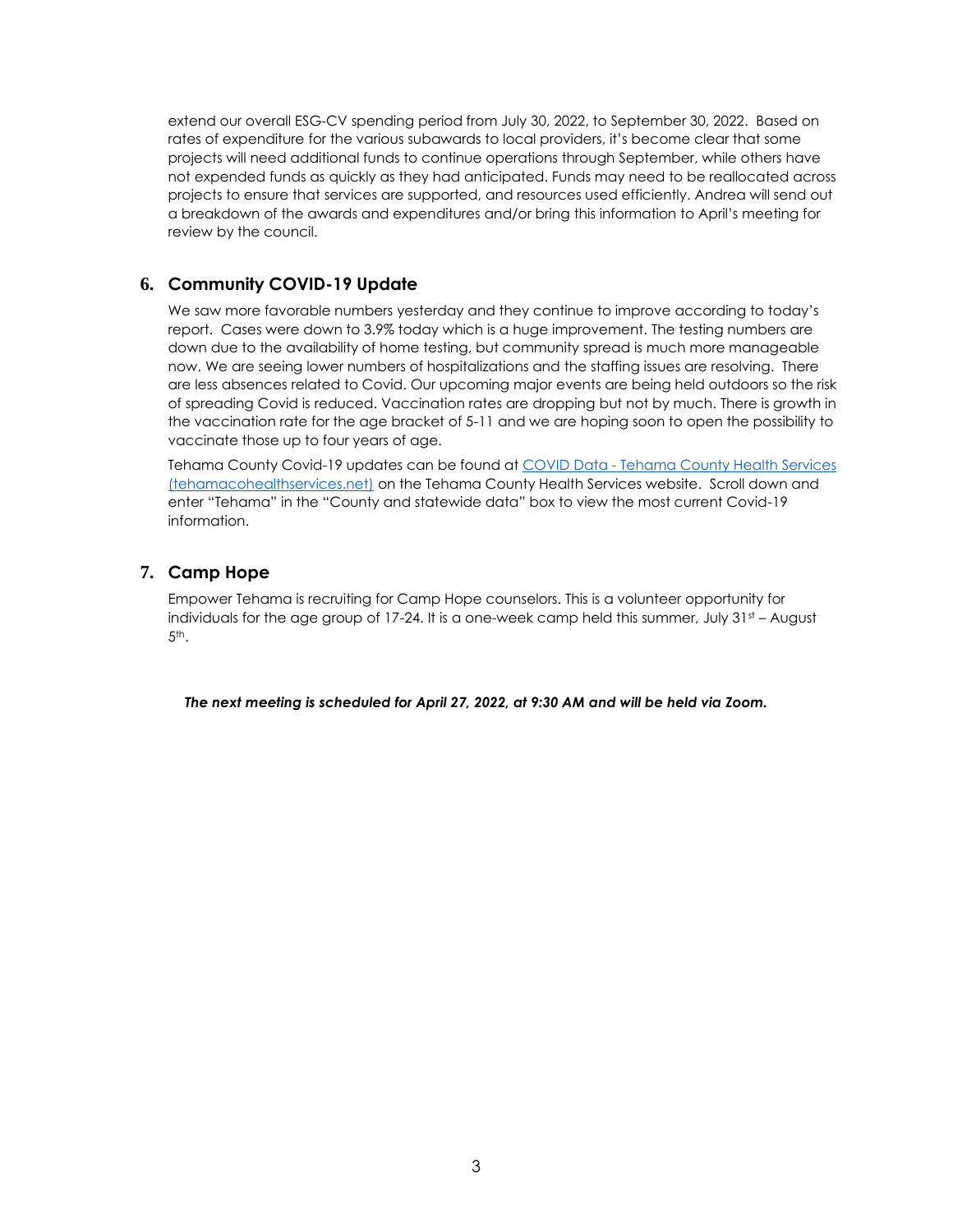extend our overall ESG-CV spending period from July 30, 2022, to September 30, 2022. Based on rates of expenditure for the various subawards to local providers, it's become clear that some projects will need additional funds to continue operations through September, while others have not expended funds as quickly as they had anticipated. Funds may need to be reallocated across projects to ensure that services are supported, and resources used efficiently. Andrea will send out a breakdown of the awards and expenditures and/or bring this information to April's meeting for review by the council.

## 6. Community COVID-19 Update

We saw more favorable numbers yesterday and they continue to improve according to today's report. Cases were down to 3.9% today which is a huge improvement. The testing numbers are down due to the availability of home testing, but community spread is much more manageable now. We are seeing lower numbers of hospitalizations and the staffing issues are resolving. There are less absences related to Covid. Our upcoming major events are being held outdoors so the risk of spreading Covid is reduced. Vaccination rates are dropping but not by much. There is growth in the vaccination rate for the age bracket of 5-11 and we are hoping soon to open the possibility to vaccinate those up to four years of age.

Tehama County Covid-19 updates can be found at [COVID Data - Tehama County Health Services (tehamacohealthservices.net)](tehamacohealthservices.net) on the Tehama County Health Services website. Scroll down and enter "Tehama" in the "County and statewide data" box to view the most current Covid-19 information.

## 7. Camp Hope

Empower Tehama is recruiting for Camp Hope counselors. This is a volunteer opportunity for individuals for the age group of 17-24. It is a one-week camp held this summer, July 31st – August 5th.

***The next meeting is scheduled for April 27, 2022, at 9:30 AM and will be held via Zoom.***